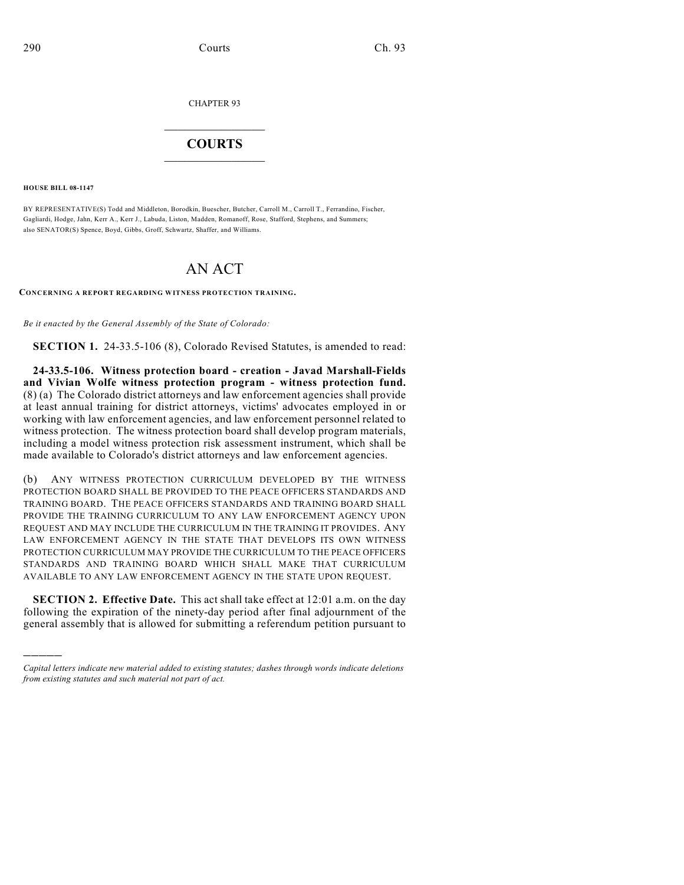CHAPTER 93

# COURTS

**HOUSE BILL 08-1147**

BY REPRESENTATIVE(S) Todd and Middleton, Borodkin, Buescher, Butcher, Carroll M., Carroll T., Ferrandino, Fischer, Gagliardi, Hodge, Jahn, Kerr A., Kerr J., Labuda, Liston, Madden, Romanoff, Rose, Stafford, Stephens, and Summers; also SENATOR(S) Spence, Boyd, Gibbs, Groff, Schwartz, Shaffer, and Williams.

# AN ACT

**CONCERNING A REPORT REGARDING WITNESS PROTECTION TRAINING.**

*Be it enacted by the General Assembly of the State of Colorado:*

**SECTION 1.** 24-33.5-106 (8), Colorado Revised Statutes, is amended to read:

**24-33.5-106. Witness protection board - creation - Javad Marshall-Fields and Vivian Wolfe witness protection program - witness protection fund.** (8) (a) The Colorado district attorneys and law enforcement agencies shall provide at least annual training for district attorneys, victims' advocates employed in or working with law enforcement agencies, and law enforcement personnel related to witness protection. The witness protection board shall develop program materials, including a model witness protection risk assessment instrument, which shall be made available to Colorado's district attorneys and law enforcement agencies.

(b) ANY WITNESS PROTECTION CURRICULUM DEVELOPED BY THE WITNESS PROTECTION BOARD SHALL BE PROVIDED TO THE PEACE OFFICERS STANDARDS AND TRAINING BOARD. THE PEACE OFFICERS STANDARDS AND TRAINING BOARD SHALL PROVIDE THE TRAINING CURRICULUM TO ANY LAW ENFORCEMENT AGENCY UPON REQUEST AND MAY INCLUDE THE CURRICULUM IN THE TRAINING IT PROVIDES. ANY LAW ENFORCEMENT AGENCY IN THE STATE THAT DEVELOPS ITS OWN WITNESS PROTECTION CURRICULUM MAY PROVIDE THE CURRICULUM TO THE PEACE OFFICERS STANDARDS AND TRAINING BOARD WHICH SHALL MAKE THAT CURRICULUM AVAILABLE TO ANY LAW ENFORCEMENT AGENCY IN THE STATE UPON REQUEST.

**SECTION 2. Effective Date.** This act shall take effect at 12:01 a.m. on the day following the expiration of the ninety-day period after final adjournment of the general assembly that is allowed for submitting a referendum petition pursuant to

*Capital letters indicate new material added to existing statutes; dashes through words indicate deletions from existing statutes and such material not part of act.*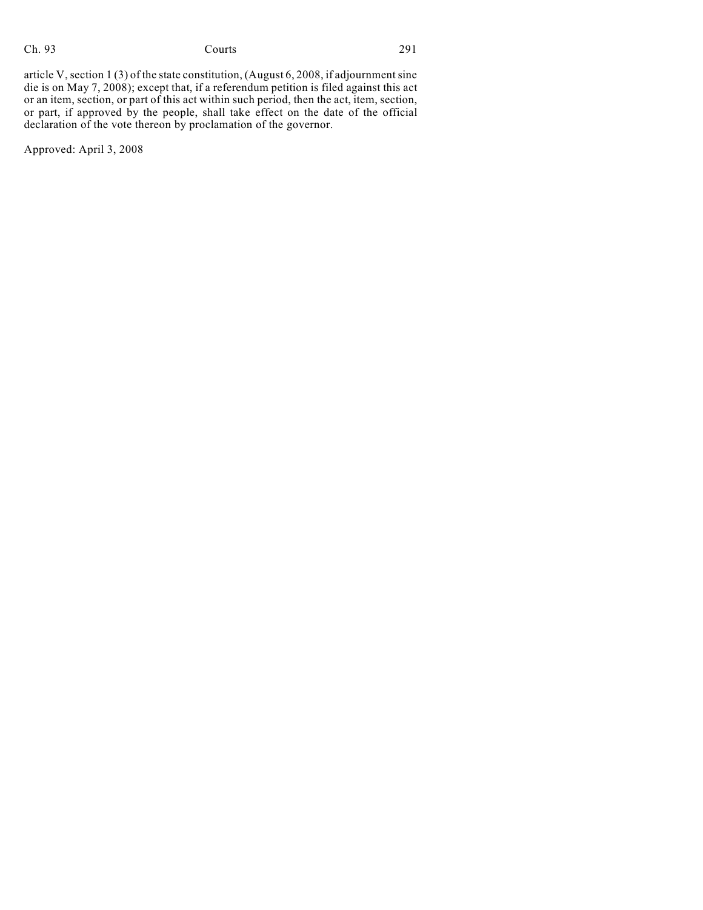article V, section 1 (3) of the state constitution, (August 6, 2008, if adjournment sine die is on May 7, 2008); except that, if a referendum petition is filed against this act or an item, section, or part of this act within such period, then the act, item, section, or part, if approved by the people, shall take effect on the date of the official declaration of the vote thereon by proclamation of the governor.

Approved: April 3, 2008